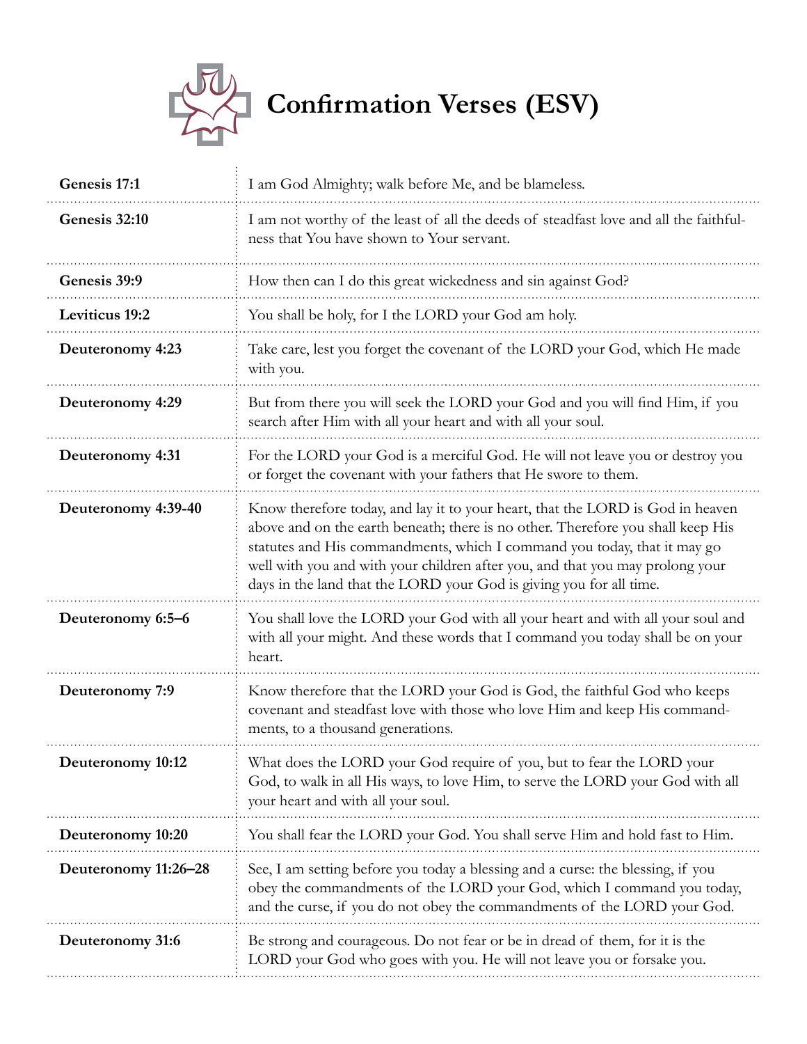# Confirmation Verses (ESV)

| | |
|---|---|
| **Genesis 17:1** | I am God Almighty; walk before Me, and be blameless. |
| **Genesis 32:10** | I am not worthy of the least of all the deeds of steadfast love and all the faithfulness that You have shown to Your servant. |
| **Genesis 39:9** | How then can I do this great wickedness and sin against God? |
| **Leviticus 19:2** | You shall be holy, for I the LORD your God am holy. |
| **Deuteronomy 4:23** | Take care, lest you forget the covenant of the LORD your God, which He made with you. |
| **Deuteronomy 4:29** | But from there you will seek the LORD your God and you will find Him, if you search after Him with all your heart and with all your soul. |
| **Deuteronomy 4:31** | For the LORD your God is a merciful God. He will not leave you or destroy you or forget the covenant with your fathers that He swore to them. |
| **Deuteronomy 4:39-40** | Know therefore today, and lay it to your heart, that the LORD is God in heaven above and on the earth beneath; there is no other. Therefore you shall keep His statutes and His commandments, which I command you today, that it may go well with you and with your children after you, and that you may prolong your days in the land that the LORD your God is giving you for all time. |
| **Deuteronomy 6:5–6** | You shall love the LORD your God with all your heart and with all your soul and with all your might. And these words that I command you today shall be on your heart. |
| **Deuteronomy 7:9** | Know therefore that the LORD your God is God, the faithful God who keeps covenant and steadfast love with those who love Him and keep His commandments, to a thousand generations. |
| **Deuteronomy 10:12** | What does the LORD your God require of you, but to fear the LORD your God, to walk in all His ways, to love Him, to serve the LORD your God with all your heart and with all your soul. |
| **Deuteronomy 10:20** | You shall fear the LORD your God. You shall serve Him and hold fast to Him. |
| **Deuteronomy 11:26–28** | See, I am setting before you today a blessing and a curse: the blessing, if you obey the commandments of the LORD your God, which I command you today, and the curse, if you do not obey the commandments of the LORD your God. |
| **Deuteronomy 31:6** | Be strong and courageous. Do not fear or be in dread of them, for it is the LORD your God who goes with you. He will not leave you or forsake you. |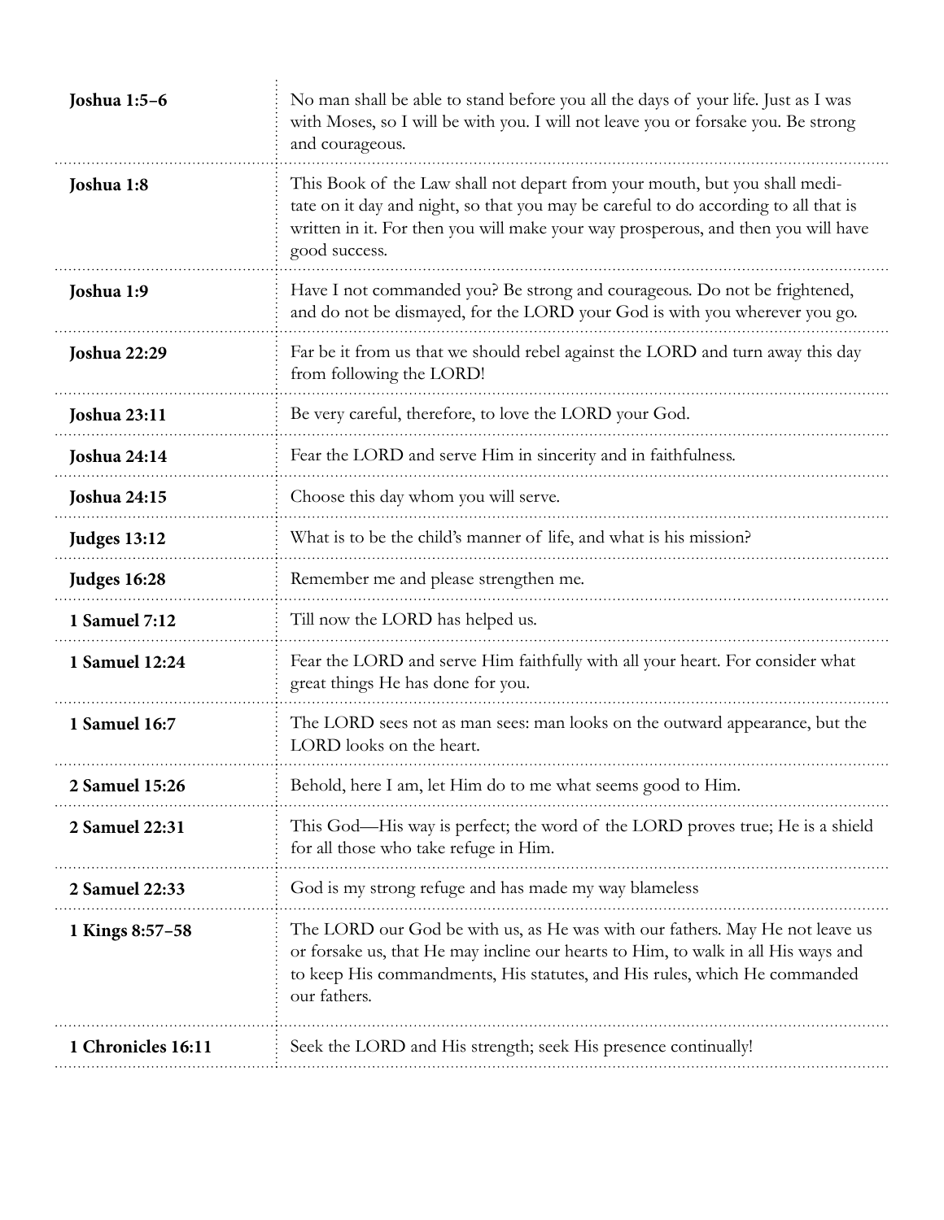| | |
|---|---|
| **Joshua 1:5–6** | No man shall be able to stand before you all the days of your life. Just as I was with Moses, so I will be with you. I will not leave you or forsake you. Be strong and courageous. |
| **Joshua 1:8** | This Book of the Law shall not depart from your mouth, but you shall meditate on it day and night, so that you may be careful to do according to all that is written in it. For then you will make your way prosperous, and then you will have good success. |
| **Joshua 1:9** | Have I not commanded you? Be strong and courageous. Do not be frightened, and do not be dismayed, for the LORD your God is with you wherever you go. |
| **Joshua 22:29** | Far be it from us that we should rebel against the LORD and turn away this day from following the LORD! |
| **Joshua 23:11** | Be very careful, therefore, to love the LORD your God. |
| **Joshua 24:14** | Fear the LORD and serve Him in sincerity and in faithfulness. |
| **Joshua 24:15** | Choose this day whom you will serve. |
| **Judges 13:12** | What is to be the child's manner of life, and what is his mission? |
| **Judges 16:28** | Remember me and please strengthen me. |
| **1 Samuel 7:12** | Till now the LORD has helped us. |
| **1 Samuel 12:24** | Fear the LORD and serve Him faithfully with all your heart. For consider what great things He has done for you. |
| **1 Samuel 16:7** | The LORD sees not as man sees: man looks on the outward appearance, but the LORD looks on the heart. |
| **2 Samuel 15:26** | Behold, here I am, let Him do to me what seems good to Him. |
| **2 Samuel 22:31** | This God—His way is perfect; the word of the LORD proves true; He is a shield for all those who take refuge in Him. |
| **2 Samuel 22:33** | God is my strong refuge and has made my way blameless |
| **1 Kings 8:57–58** | The LORD our God be with us, as He was with our fathers. May He not leave us or forsake us, that He may incline our hearts to Him, to walk in all His ways and to keep His commandments, His statutes, and His rules, which He commanded our fathers. |
| **1 Chronicles 16:11** | Seek the LORD and His strength; seek His presence continually! |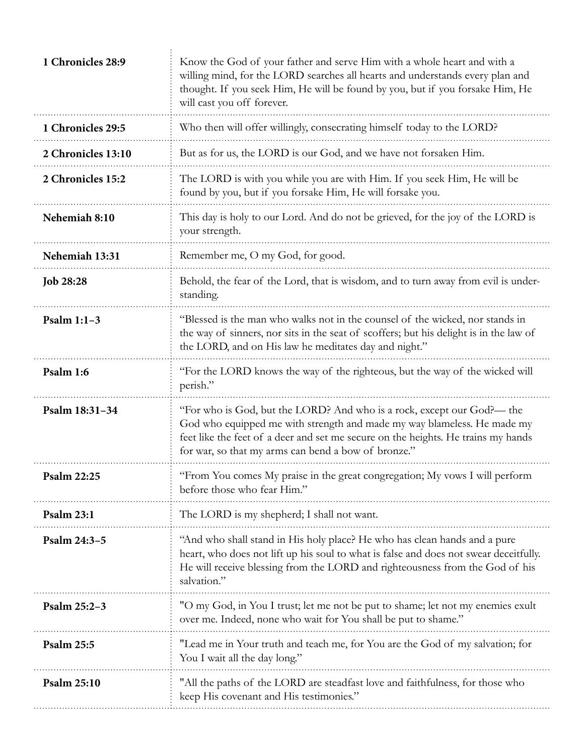| | |
|---|---|
| **1 Chronicles 28:9** | Know the God of your father and serve Him with a whole heart and with a willing mind, for the LORD searches all hearts and understands every plan and thought. If you seek Him, He will be found by you, but if you forsake Him, He will cast you off forever. |
| **1 Chronicles 29:5** | Who then will offer willingly, consecrating himself today to the LORD? |
| **2 Chronicles 13:10** | But as for us, the LORD is our God, and we have not forsaken Him. |
| **2 Chronicles 15:2** | The LORD is with you while you are with Him. If you seek Him, He will be found by you, but if you forsake Him, He will forsake you. |
| **Nehemiah 8:10** | This day is holy to our Lord. And do not be grieved, for the joy of the LORD is your strength. |
| **Nehemiah 13:31** | Remember me, O my God, for good. |
| **Job 28:28** | Behold, the fear of the Lord, that is wisdom, and to turn away from evil is understanding. |
| **Psalm 1:1–3** | "Blessed is the man who walks not in the counsel of the wicked, nor stands in the way of sinners, nor sits in the seat of scoffers; but his delight is in the law of the LORD, and on His law he meditates day and night." |
| **Psalm 1:6** | "For the LORD knows the way of the righteous, but the way of the wicked will perish." |
| **Psalm 18:31–34** | "For who is God, but the LORD? And who is a rock, except our God?— the God who equipped me with strength and made my way blameless. He made my feet like the feet of a deer and set me secure on the heights. He trains my hands for war, so that my arms can bend a bow of bronze." |
| **Psalm 22:25** | "From You comes My praise in the great congregation; My vows I will perform before those who fear Him." |
| **Psalm 23:1** | The LORD is my shepherd; I shall not want. |
| **Psalm 24:3–5** | "And who shall stand in His holy place? He who has clean hands and a pure heart, who does not lift up his soul to what is false and does not swear deceitfully. He will receive blessing from the LORD and righteousness from the God of his salvation." |
| **Psalm 25:2–3** | "O my God, in You I trust; let me not be put to shame; let not my enemies exult over me. Indeed, none who wait for You shall be put to shame." |
| **Psalm 25:5** | "Lead me in Your truth and teach me, for You are the God of my salvation; for You I wait all the day long." |
| **Psalm 25:10** | "All the paths of the LORD are steadfast love and faithfulness, for those who keep His covenant and His testimonies." |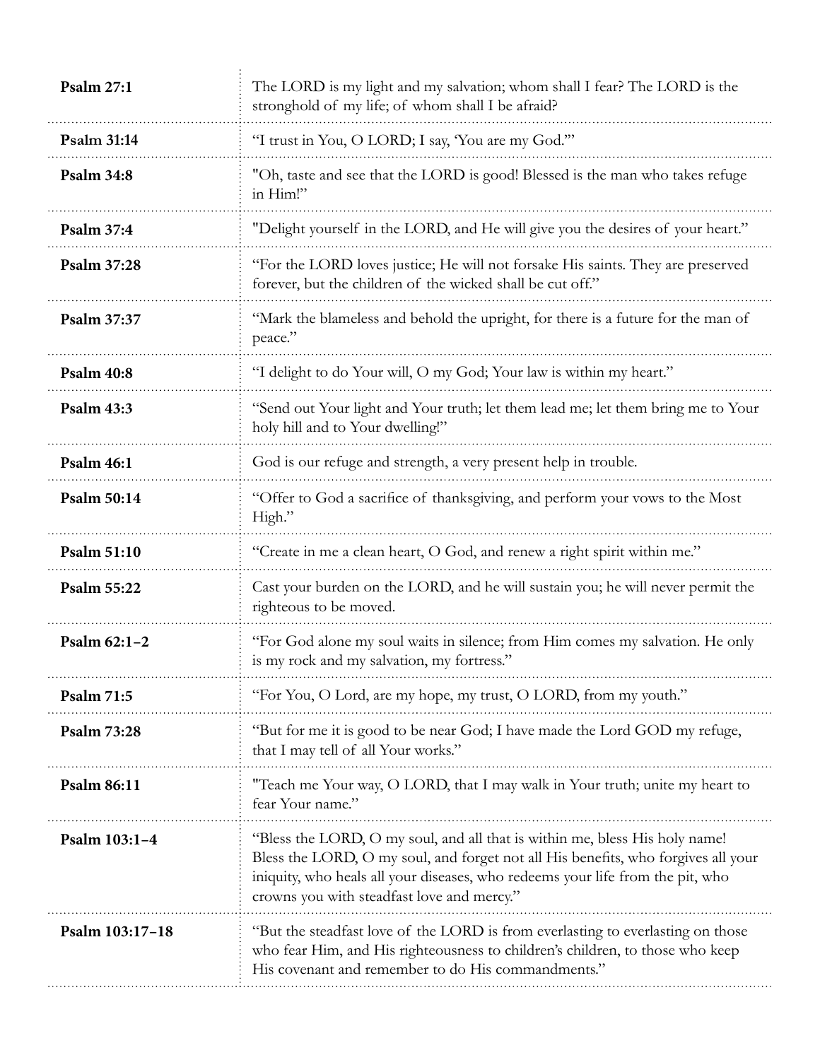| | |
|---|---|
| **Psalm 27:1** | The LORD is my light and my salvation; whom shall I fear? The LORD is the stronghold of my life; of whom shall I be afraid? |
| **Psalm 31:14** | "I trust in You, O LORD; I say, 'You are my God.'" |
| **Psalm 34:8** | "Oh, taste and see that the LORD is good! Blessed is the man who takes refuge in Him!" |
| **Psalm 37:4** | "Delight yourself in the LORD, and He will give you the desires of your heart." |
| **Psalm 37:28** | "For the LORD loves justice; He will not forsake His saints. They are preserved forever, but the children of the wicked shall be cut off." |
| **Psalm 37:37** | "Mark the blameless and behold the upright, for there is a future for the man of peace." |
| **Psalm 40:8** | "I delight to do Your will, O my God; Your law is within my heart." |
| **Psalm 43:3** | "Send out Your light and Your truth; let them lead me; let them bring me to Your holy hill and to Your dwelling!" |
| **Psalm 46:1** | God is our refuge and strength, a very present help in trouble. |
| **Psalm 50:14** | "Offer to God a sacrifice of thanksgiving, and perform your vows to the Most High." |
| **Psalm 51:10** | "Create in me a clean heart, O God, and renew a right spirit within me." |
| **Psalm 55:22** | Cast your burden on the LORD, and he will sustain you; he will never permit the righteous to be moved. |
| **Psalm 62:1–2** | "For God alone my soul waits in silence; from Him comes my salvation. He only is my rock and my salvation, my fortress." |
| **Psalm 71:5** | "For You, O Lord, are my hope, my trust, O LORD, from my youth." |
| **Psalm 73:28** | "But for me it is good to be near God; I have made the Lord GOD my refuge, that I may tell of all Your works." |
| **Psalm 86:11** | "Teach me Your way, O LORD, that I may walk in Your truth; unite my heart to fear Your name." |
| **Psalm 103:1–4** | "Bless the LORD, O my soul, and all that is within me, bless His holy name! Bless the LORD, O my soul, and forget not all His benefits, who forgives all your iniquity, who heals all your diseases, who redeems your life from the pit, who crowns you with steadfast love and mercy." |
| **Psalm 103:17–18** | "But the steadfast love of the LORD is from everlasting to everlasting on those who fear Him, and His righteousness to children's children, to those who keep His covenant and remember to do His commandments." |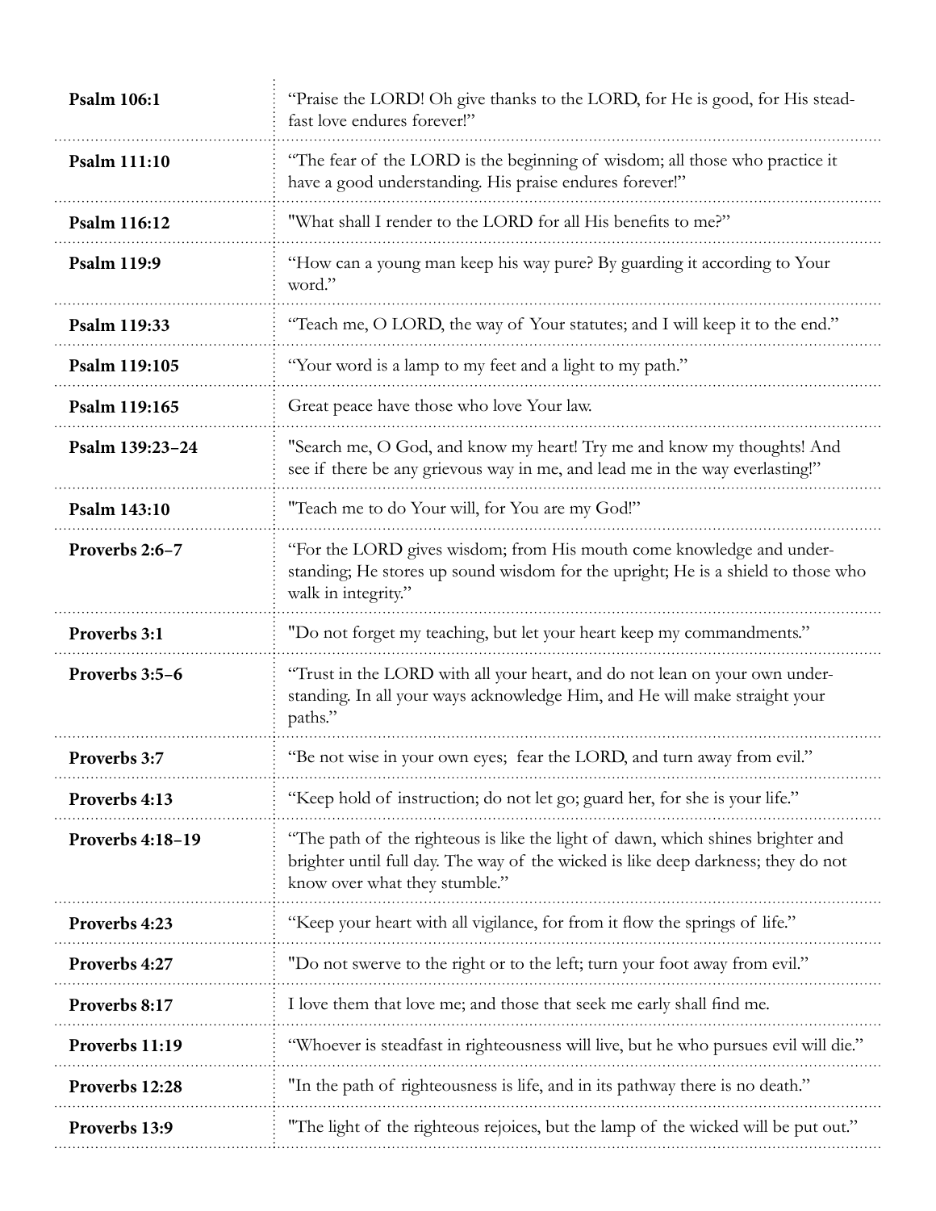| | |
|---|---|
| **Psalm 106:1** | "Praise the LORD! Oh give thanks to the LORD, for He is good, for His steadfast love endures forever!" |
| **Psalm 111:10** | "The fear of the LORD is the beginning of wisdom; all those who practice it have a good understanding. His praise endures forever!" |
| **Psalm 116:12** | "What shall I render to the LORD for all His benefits to me?" |
| **Psalm 119:9** | "How can a young man keep his way pure? By guarding it according to Your word." |
| **Psalm 119:33** | "Teach me, O LORD, the way of Your statutes; and I will keep it to the end." |
| **Psalm 119:105** | "Your word is a lamp to my feet and a light to my path." |
| **Psalm 119:165** | Great peace have those who love Your law. |
| **Psalm 139:23–24** | "Search me, O God, and know my heart! Try me and know my thoughts! And see if there be any grievous way in me, and lead me in the way everlasting!" |
| **Psalm 143:10** | "Teach me to do Your will, for You are my God!" |
| **Proverbs 2:6–7** | "For the LORD gives wisdom; from His mouth come knowledge and understanding; He stores up sound wisdom for the upright; He is a shield to those who walk in integrity." |
| **Proverbs 3:1** | "Do not forget my teaching, but let your heart keep my commandments." |
| **Proverbs 3:5–6** | "Trust in the LORD with all your heart, and do not lean on your own understanding. In all your ways acknowledge Him, and He will make straight your paths." |
| **Proverbs 3:7** | "Be not wise in your own eyes; fear the LORD, and turn away from evil." |
| **Proverbs 4:13** | "Keep hold of instruction; do not let go; guard her, for she is your life." |
| **Proverbs 4:18–19** | "The path of the righteous is like the light of dawn, which shines brighter and brighter until full day. The way of the wicked is like deep darkness; they do not know over what they stumble." |
| **Proverbs 4:23** | "Keep your heart with all vigilance, for from it flow the springs of life." |
| **Proverbs 4:27** | "Do not swerve to the right or to the left; turn your foot away from evil." |
| **Proverbs 8:17** | I love them that love me; and those that seek me early shall find me. |
| **Proverbs 11:19** | "Whoever is steadfast in righteousness will live, but he who pursues evil will die." |
| **Proverbs 12:28** | "In the path of righteousness is life, and in its pathway there is no death." |
| **Proverbs 13:9** | "The light of the righteous rejoices, but the lamp of the wicked will be put out." |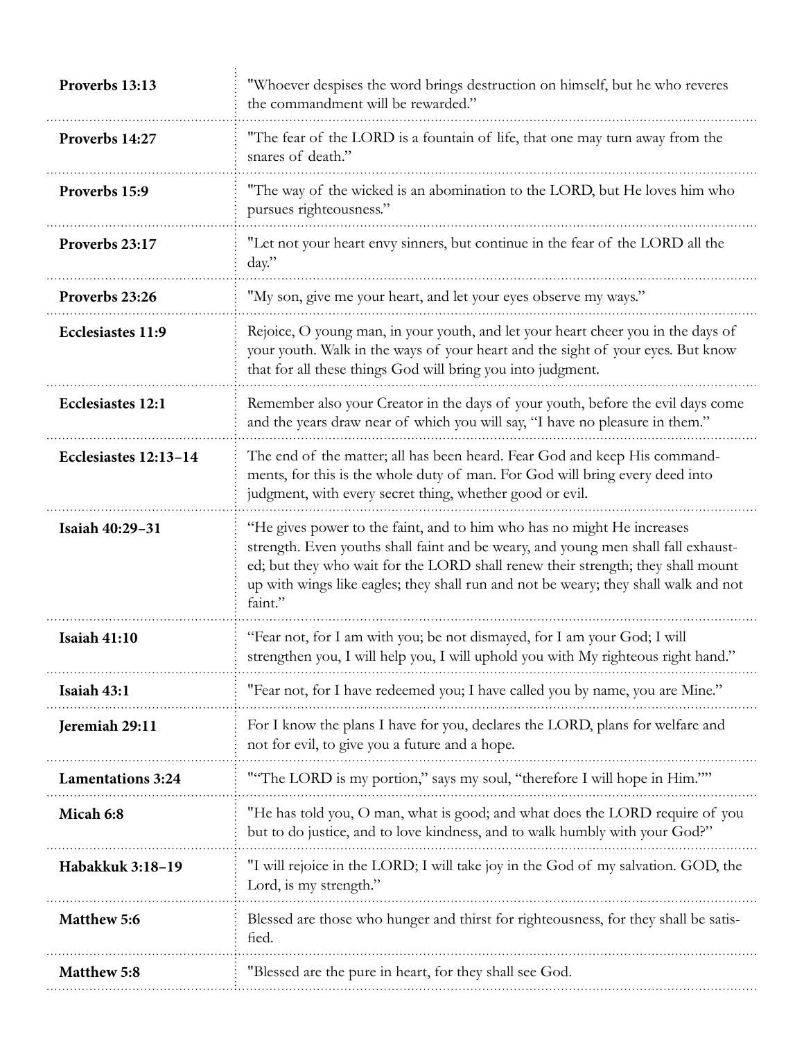| | |
|---|---|
| **Proverbs 13:13** | "Whoever despises the word brings destruction on himself, but he who reveres the commandment will be rewarded." |
| **Proverbs 14:27** | "The fear of the LORD is a fountain of life, that one may turn away from the snares of death." |
| **Proverbs 15:9** | "The way of the wicked is an abomination to the LORD, but He loves him who pursues righteousness." |
| **Proverbs 23:17** | "Let not your heart envy sinners, but continue in the fear of the LORD all the day." |
| **Proverbs 23:26** | "My son, give me your heart, and let your eyes observe my ways." |
| **Ecclesiastes 11:9** | Rejoice, O young man, in your youth, and let your heart cheer you in the days of your youth. Walk in the ways of your heart and the sight of your eyes. But know that for all these things God will bring you into judgment. |
| **Ecclesiastes 12:1** | Remember also your Creator in the days of your youth, before the evil days come and the years draw near of which you will say, "I have no pleasure in them." |
| **Ecclesiastes 12:13–14** | The end of the matter; all has been heard. Fear God and keep His commandments, for this is the whole duty of man. For God will bring every deed into judgment, with every secret thing, whether good or evil. |
| **Isaiah 40:29–31** | "He gives power to the faint, and to him who has no might He increases strength. Even youths shall faint and be weary, and young men shall fall exhausted; but they who wait for the LORD shall renew their strength; they shall mount up with wings like eagles; they shall run and not be weary; they shall walk and not faint." |
| **Isaiah 41:10** | "Fear not, for I am with you; be not dismayed, for I am your God; I will strengthen you, I will help you, I will uphold you with My righteous right hand." |
| **Isaiah 43:1** | "Fear not, for I have redeemed you; I have called you by name, you are Mine." |
| **Jeremiah 29:11** | For I know the plans I have for you, declares the LORD, plans for welfare and not for evil, to give you a future and a hope. |
| **Lamentations 3:24** | ""The LORD is my portion," says my soul, "therefore I will hope in Him."" |
| **Micah 6:8** | "He has told you, O man, what is good; and what does the LORD require of you but to do justice, and to love kindness, and to walk humbly with your God?" |
| **Habakkuk 3:18–19** | "I will rejoice in the LORD; I will take joy in the God of my salvation. GOD, the Lord, is my strength." |
| **Matthew 5:6** | Blessed are those who hunger and thirst for righteousness, for they shall be satisfied. |
| **Matthew 5:8** | "Blessed are the pure in heart, for they shall see God. |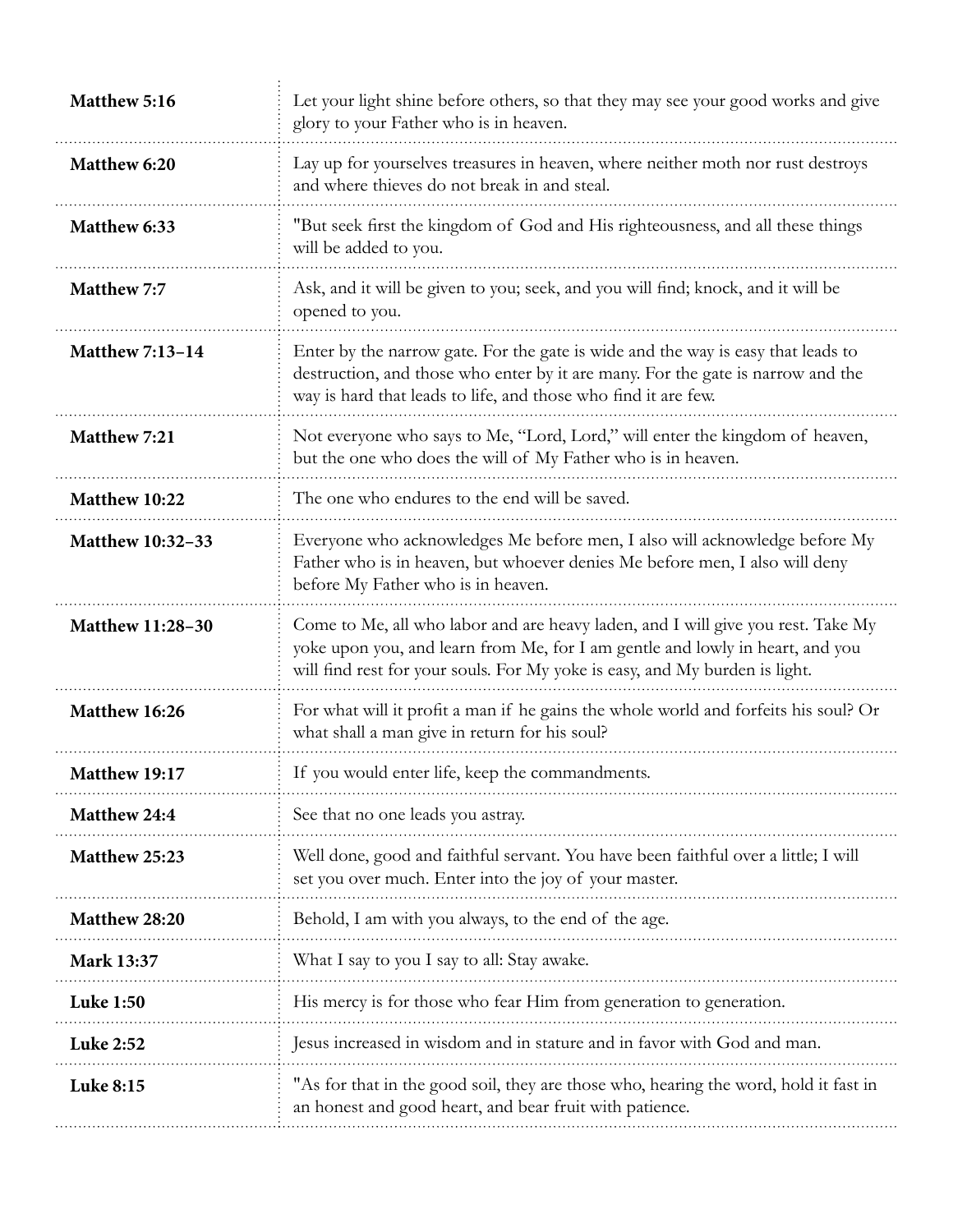| | |
|---|---|
| **Matthew 5:16** | Let your light shine before others, so that they may see your good works and give glory to your Father who is in heaven. |
| **Matthew 6:20** | Lay up for yourselves treasures in heaven, where neither moth nor rust destroys and where thieves do not break in and steal. |
| **Matthew 6:33** | "But seek first the kingdom of God and His righteousness, and all these things will be added to you. |
| **Matthew 7:7** | Ask, and it will be given to you; seek, and you will find; knock, and it will be opened to you. |
| **Matthew 7:13–14** | Enter by the narrow gate. For the gate is wide and the way is easy that leads to destruction, and those who enter by it are many. For the gate is narrow and the way is hard that leads to life, and those who find it are few. |
| **Matthew 7:21** | Not everyone who says to Me, "Lord, Lord," will enter the kingdom of heaven, but the one who does the will of My Father who is in heaven. |
| **Matthew 10:22** | The one who endures to the end will be saved. |
| **Matthew 10:32–33** | Everyone who acknowledges Me before men, I also will acknowledge before My Father who is in heaven, but whoever denies Me before men, I also will deny before My Father who is in heaven. |
| **Matthew 11:28–30** | Come to Me, all who labor and are heavy laden, and I will give you rest. Take My yoke upon you, and learn from Me, for I am gentle and lowly in heart, and you will find rest for your souls. For My yoke is easy, and My burden is light. |
| **Matthew 16:26** | For what will it profit a man if he gains the whole world and forfeits his soul? Or what shall a man give in return for his soul? |
| **Matthew 19:17** | If you would enter life, keep the commandments. |
| **Matthew 24:4** | See that no one leads you astray. |
| **Matthew 25:23** | Well done, good and faithful servant. You have been faithful over a little; I will set you over much. Enter into the joy of your master. |
| **Matthew 28:20** | Behold, I am with you always, to the end of the age. |
| **Mark 13:37** | What I say to you I say to all: Stay awake. |
| **Luke 1:50** | His mercy is for those who fear Him from generation to generation. |
| **Luke 2:52** | Jesus increased in wisdom and in stature and in favor with God and man. |
| **Luke 8:15** | "As for that in the good soil, they are those who, hearing the word, hold it fast in an honest and good heart, and bear fruit with patience. |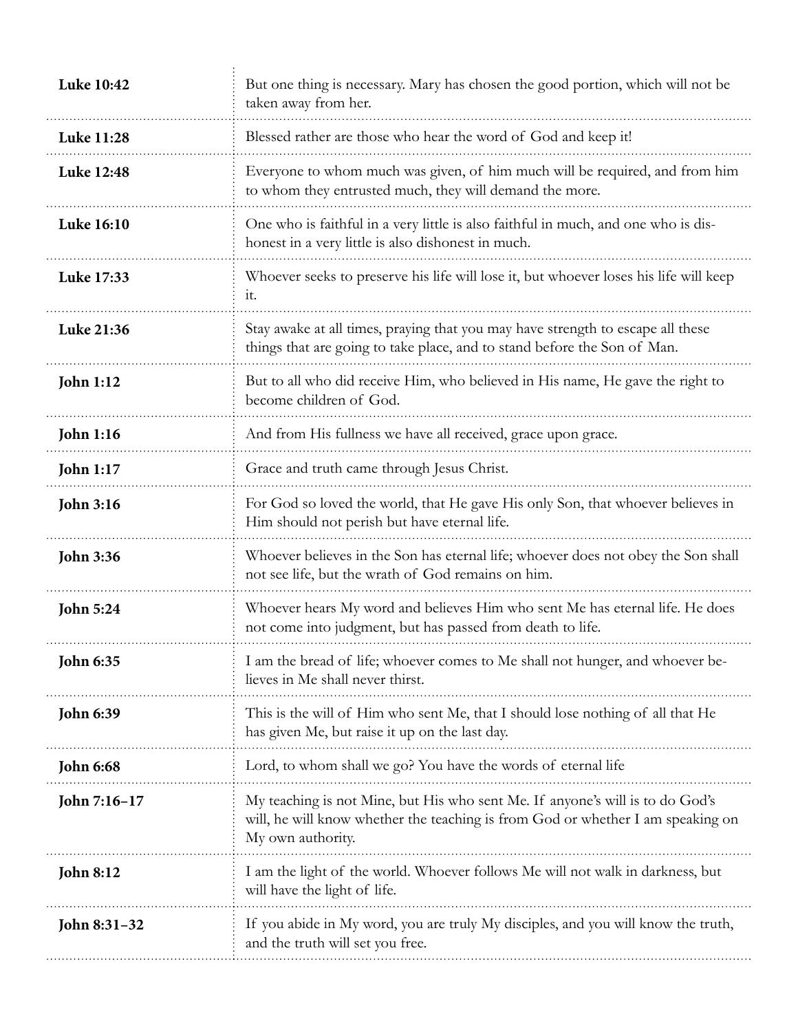| | |
|---|---|
| **Luke 10:42** | But one thing is necessary. Mary has chosen the good portion, which will not be taken away from her. |
| **Luke 11:28** | Blessed rather are those who hear the word of God and keep it! |
| **Luke 12:48** | Everyone to whom much was given, of him much will be required, and from him to whom they entrusted much, they will demand the more. |
| **Luke 16:10** | One who is faithful in a very little is also faithful in much, and one who is dishonest in a very little is also dishonest in much. |
| **Luke 17:33** | Whoever seeks to preserve his life will lose it, but whoever loses his life will keep it. |
| **Luke 21:36** | Stay awake at all times, praying that you may have strength to escape all these things that are going to take place, and to stand before the Son of Man. |
| **John 1:12** | But to all who did receive Him, who believed in His name, He gave the right to become children of God. |
| **John 1:16** | And from His fullness we have all received, grace upon grace. |
| **John 1:17** | Grace and truth came through Jesus Christ. |
| **John 3:16** | For God so loved the world, that He gave His only Son, that whoever believes in Him should not perish but have eternal life. |
| **John 3:36** | Whoever believes in the Son has eternal life; whoever does not obey the Son shall not see life, but the wrath of God remains on him. |
| **John 5:24** | Whoever hears My word and believes Him who sent Me has eternal life. He does not come into judgment, but has passed from death to life. |
| **John 6:35** | I am the bread of life; whoever comes to Me shall not hunger, and whoever believes in Me shall never thirst. |
| **John 6:39** | This is the will of Him who sent Me, that I should lose nothing of all that He has given Me, but raise it up on the last day. |
| **John 6:68** | Lord, to whom shall we go? You have the words of eternal life |
| **John 7:16–17** | My teaching is not Mine, but His who sent Me. If anyone's will is to do God's will, he will know whether the teaching is from God or whether I am speaking on My own authority. |
| **John 8:12** | I am the light of the world. Whoever follows Me will not walk in darkness, but will have the light of life. |
| **John 8:31–32** | If you abide in My word, you are truly My disciples, and you will know the truth, and the truth will set you free. |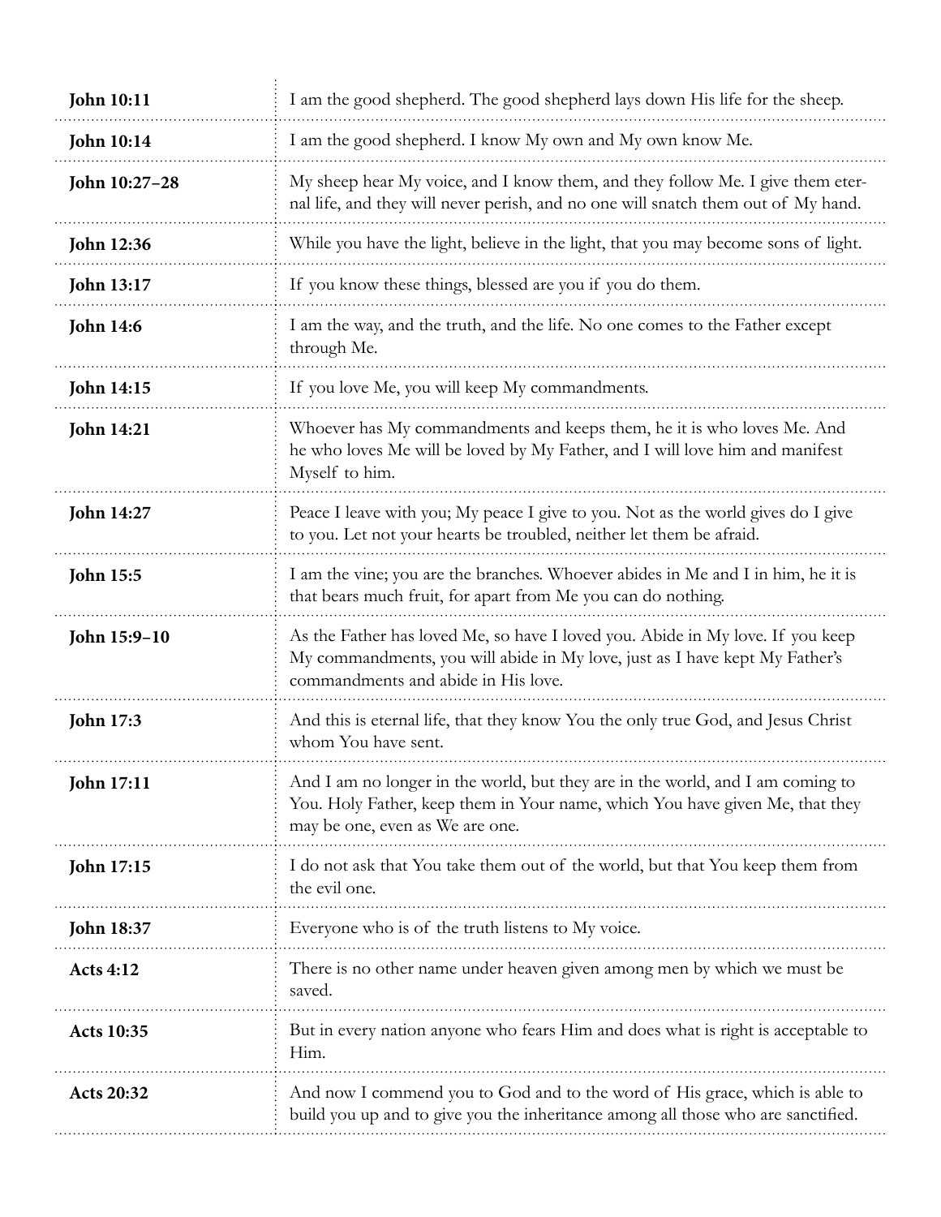| | |
|---|---|
| **John 10:11** | I am the good shepherd. The good shepherd lays down His life for the sheep. |
| **John 10:14** | I am the good shepherd. I know My own and My own know Me. |
| **John 10:27–28** | My sheep hear My voice, and I know them, and they follow Me. I give them eternal life, and they will never perish, and no one will snatch them out of My hand. |
| **John 12:36** | While you have the light, believe in the light, that you may become sons of light. |
| **John 13:17** | If you know these things, blessed are you if you do them. |
| **John 14:6** | I am the way, and the truth, and the life. No one comes to the Father except through Me. |
| **John 14:15** | If you love Me, you will keep My commandments. |
| **John 14:21** | Whoever has My commandments and keeps them, he it is who loves Me. And he who loves Me will be loved by My Father, and I will love him and manifest Myself to him. |
| **John 14:27** | Peace I leave with you; My peace I give to you. Not as the world gives do I give to you. Let not your hearts be troubled, neither let them be afraid. |
| **John 15:5** | I am the vine; you are the branches. Whoever abides in Me and I in him, he it is that bears much fruit, for apart from Me you can do nothing. |
| **John 15:9–10** | As the Father has loved Me, so have I loved you. Abide in My love. If you keep My commandments, you will abide in My love, just as I have kept My Father's commandments and abide in His love. |
| **John 17:3** | And this is eternal life, that they know You the only true God, and Jesus Christ whom You have sent. |
| **John 17:11** | And I am no longer in the world, but they are in the world, and I am coming to You. Holy Father, keep them in Your name, which You have given Me, that they may be one, even as We are one. |
| **John 17:15** | I do not ask that You take them out of the world, but that You keep them from the evil one. |
| **John 18:37** | Everyone who is of the truth listens to My voice. |
| **Acts 4:12** | There is no other name under heaven given among men by which we must be saved. |
| **Acts 10:35** | But in every nation anyone who fears Him and does what is right is acceptable to Him. |
| **Acts 20:32** | And now I commend you to God and to the word of His grace, which is able to build you up and to give you the inheritance among all those who are sanctified. |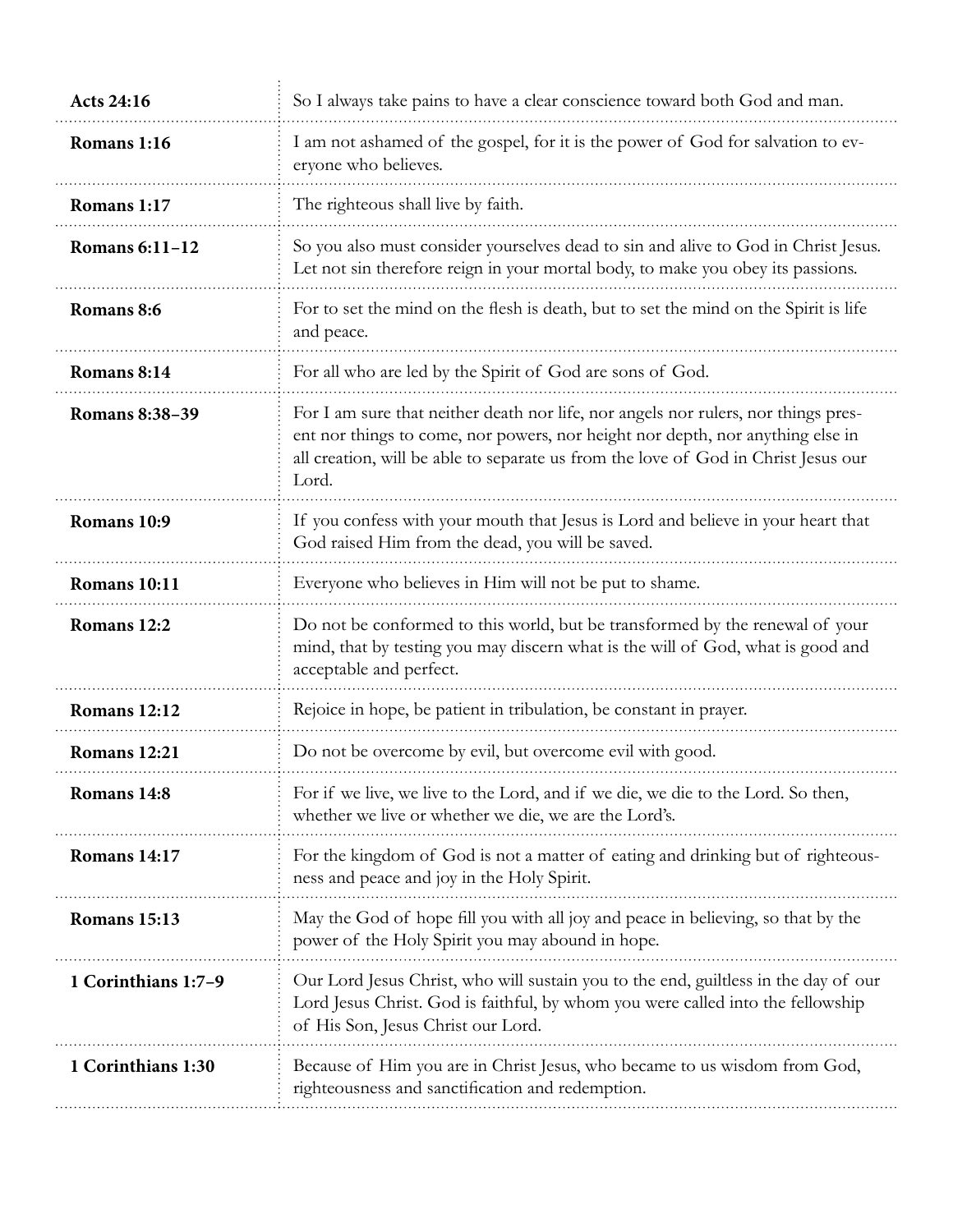| | |
|---|---|
| **Acts 24:16** | So I always take pains to have a clear conscience toward both God and man. |
| **Romans 1:16** | I am not ashamed of the gospel, for it is the power of God for salvation to everyone who believes. |
| **Romans 1:17** | The righteous shall live by faith. |
| **Romans 6:11–12** | So you also must consider yourselves dead to sin and alive to God in Christ Jesus. Let not sin therefore reign in your mortal body, to make you obey its passions. |
| **Romans 8:6** | For to set the mind on the flesh is death, but to set the mind on the Spirit is life and peace. |
| **Romans 8:14** | For all who are led by the Spirit of God are sons of God. |
| **Romans 8:38–39** | For I am sure that neither death nor life, nor angels nor rulers, nor things present nor things to come, nor powers, nor height nor depth, nor anything else in all creation, will be able to separate us from the love of God in Christ Jesus our Lord. |
| **Romans 10:9** | If you confess with your mouth that Jesus is Lord and believe in your heart that God raised Him from the dead, you will be saved. |
| **Romans 10:11** | Everyone who believes in Him will not be put to shame. |
| **Romans 12:2** | Do not be conformed to this world, but be transformed by the renewal of your mind, that by testing you may discern what is the will of God, what is good and acceptable and perfect. |
| **Romans 12:12** | Rejoice in hope, be patient in tribulation, be constant in prayer. |
| **Romans 12:21** | Do not be overcome by evil, but overcome evil with good. |
| **Romans 14:8** | For if we live, we live to the Lord, and if we die, we die to the Lord. So then, whether we live or whether we die, we are the Lord's. |
| **Romans 14:17** | For the kingdom of God is not a matter of eating and drinking but of righteousness and peace and joy in the Holy Spirit. |
| **Romans 15:13** | May the God of hope fill you with all joy and peace in believing, so that by the power of the Holy Spirit you may abound in hope. |
| **1 Corinthians 1:7–9** | Our Lord Jesus Christ, who will sustain you to the end, guiltless in the day of our Lord Jesus Christ. God is faithful, by whom you were called into the fellowship of His Son, Jesus Christ our Lord. |
| **1 Corinthians 1:30** | Because of Him you are in Christ Jesus, who became to us wisdom from God, righteousness and sanctification and redemption. |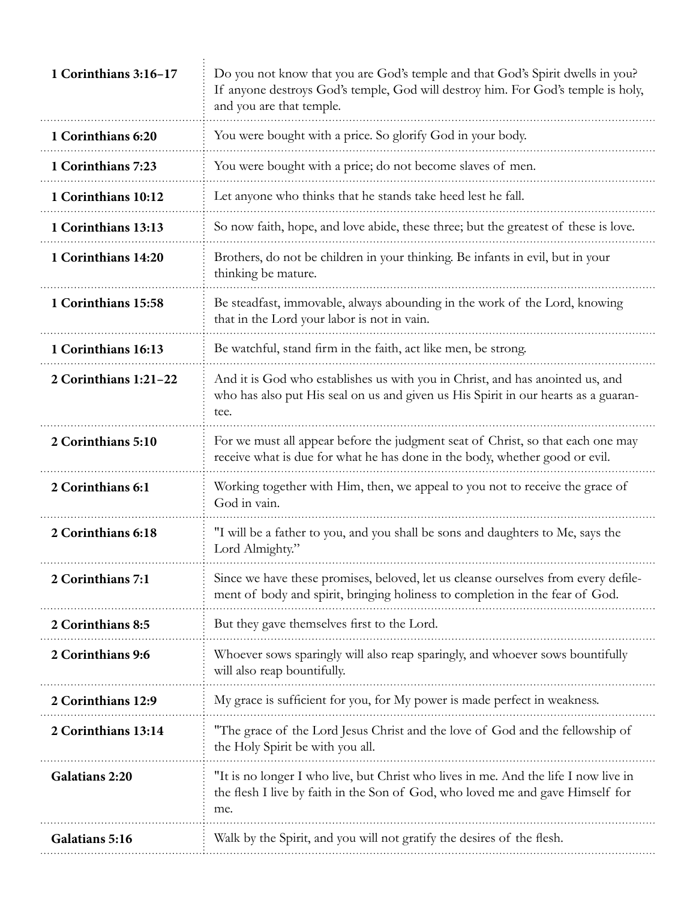| | |
|---|---|
| **1 Corinthians 3:16–17** | Do you not know that you are God's temple and that God's Spirit dwells in you? If anyone destroys God's temple, God will destroy him. For God's temple is holy, and you are that temple. |
| **1 Corinthians 6:20** | You were bought with a price. So glorify God in your body. |
| **1 Corinthians 7:23** | You were bought with a price; do not become slaves of men. |
| **1 Corinthians 10:12** | Let anyone who thinks that he stands take heed lest he fall. |
| **1 Corinthians 13:13** | So now faith, hope, and love abide, these three; but the greatest of these is love. |
| **1 Corinthians 14:20** | Brothers, do not be children in your thinking. Be infants in evil, but in your thinking be mature. |
| **1 Corinthians 15:58** | Be steadfast, immovable, always abounding in the work of the Lord, knowing that in the Lord your labor is not in vain. |
| **1 Corinthians 16:13** | Be watchful, stand firm in the faith, act like men, be strong. |
| **2 Corinthians 1:21–22** | And it is God who establishes us with you in Christ, and has anointed us, and who has also put His seal on us and given us His Spirit in our hearts as a guarantee. |
| **2 Corinthians 5:10** | For we must all appear before the judgment seat of Christ, so that each one may receive what is due for what he has done in the body, whether good or evil. |
| **2 Corinthians 6:1** | Working together with Him, then, we appeal to you not to receive the grace of God in vain. |
| **2 Corinthians 6:18** | "I will be a father to you, and you shall be sons and daughters to Me, says the Lord Almighty." |
| **2 Corinthians 7:1** | Since we have these promises, beloved, let us cleanse ourselves from every defilement of body and spirit, bringing holiness to completion in the fear of God. |
| **2 Corinthians 8:5** | But they gave themselves first to the Lord. |
| **2 Corinthians 9:6** | Whoever sows sparingly will also reap sparingly, and whoever sows bountifully will also reap bountifully. |
| **2 Corinthians 12:9** | My grace is sufficient for you, for My power is made perfect in weakness. |
| **2 Corinthians 13:14** | "The grace of the Lord Jesus Christ and the love of God and the fellowship of the Holy Spirit be with you all. |
| **Galatians 2:20** | "It is no longer I who live, but Christ who lives in me. And the life I now live in the flesh I live by faith in the Son of God, who loved me and gave Himself for me. |
| **Galatians 5:16** | Walk by the Spirit, and you will not gratify the desires of the flesh. |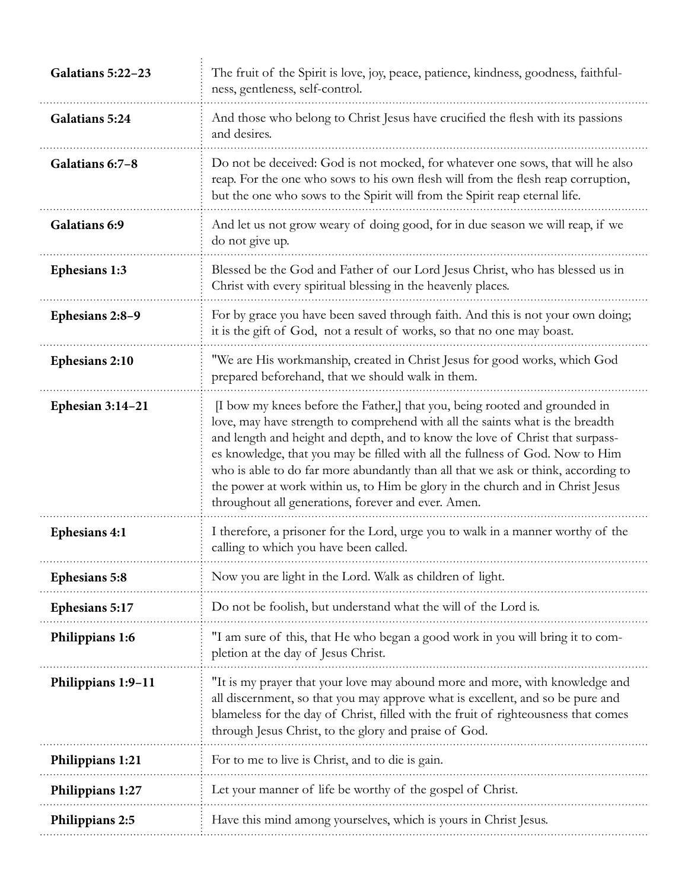| | |
|---|---|
| **Galatians 5:22–23** | The fruit of the Spirit is love, joy, peace, patience, kindness, goodness, faithfulness, gentleness, self-control. |
| **Galatians 5:24** | And those who belong to Christ Jesus have crucified the flesh with its passions and desires. |
| **Galatians 6:7–8** | Do not be deceived: God is not mocked, for whatever one sows, that will he also reap. For the one who sows to his own flesh will from the flesh reap corruption, but the one who sows to the Spirit will from the Spirit reap eternal life. |
| **Galatians 6:9** | And let us not grow weary of doing good, for in due season we will reap, if we do not give up. |
| **Ephesians 1:3** | Blessed be the God and Father of our Lord Jesus Christ, who has blessed us in Christ with every spiritual blessing in the heavenly places. |
| **Ephesians 2:8–9** | For by grace you have been saved through faith. And this is not your own doing; it is the gift of God,  not a result of works, so that no one may boast. |
| **Ephesians 2:10** | "We are His workmanship, created in Christ Jesus for good works, which God prepared beforehand, that we should walk in them. |
| **Ephesian 3:14–21** | [I bow my knees before the Father,] that you, being rooted and grounded in love, may have strength to comprehend with all the saints what is the breadth and length and height and depth, and to know the love of Christ that surpasses knowledge, that you may be filled with all the fullness of God. Now to Him who is able to do far more abundantly than all that we ask or think, according to the power at work within us, to Him be glory in the church and in Christ Jesus throughout all generations, forever and ever. Amen. |
| **Ephesians 4:1** | I therefore, a prisoner for the Lord, urge you to walk in a manner worthy of the calling to which you have been called. |
| **Ephesians 5:8** | Now you are light in the Lord. Walk as children of light. |
| **Ephesians 5:17** | Do not be foolish, but understand what the will of the Lord is. |
| **Philippians 1:6** | "I am sure of this, that He who began a good work in you will bring it to completion at the day of Jesus Christ. |
| **Philippians 1:9–11** | "It is my prayer that your love may abound more and more, with knowledge and all discernment, so that you may approve what is excellent, and so be pure and blameless for the day of Christ, filled with the fruit of righteousness that comes through Jesus Christ, to the glory and praise of God. |
| **Philippians 1:21** | For to me to live is Christ, and to die is gain. |
| **Philippians 1:27** | Let your manner of life be worthy of the gospel of Christ. |
| **Philippians 2:5** | Have this mind among yourselves, which is yours in Christ Jesus. |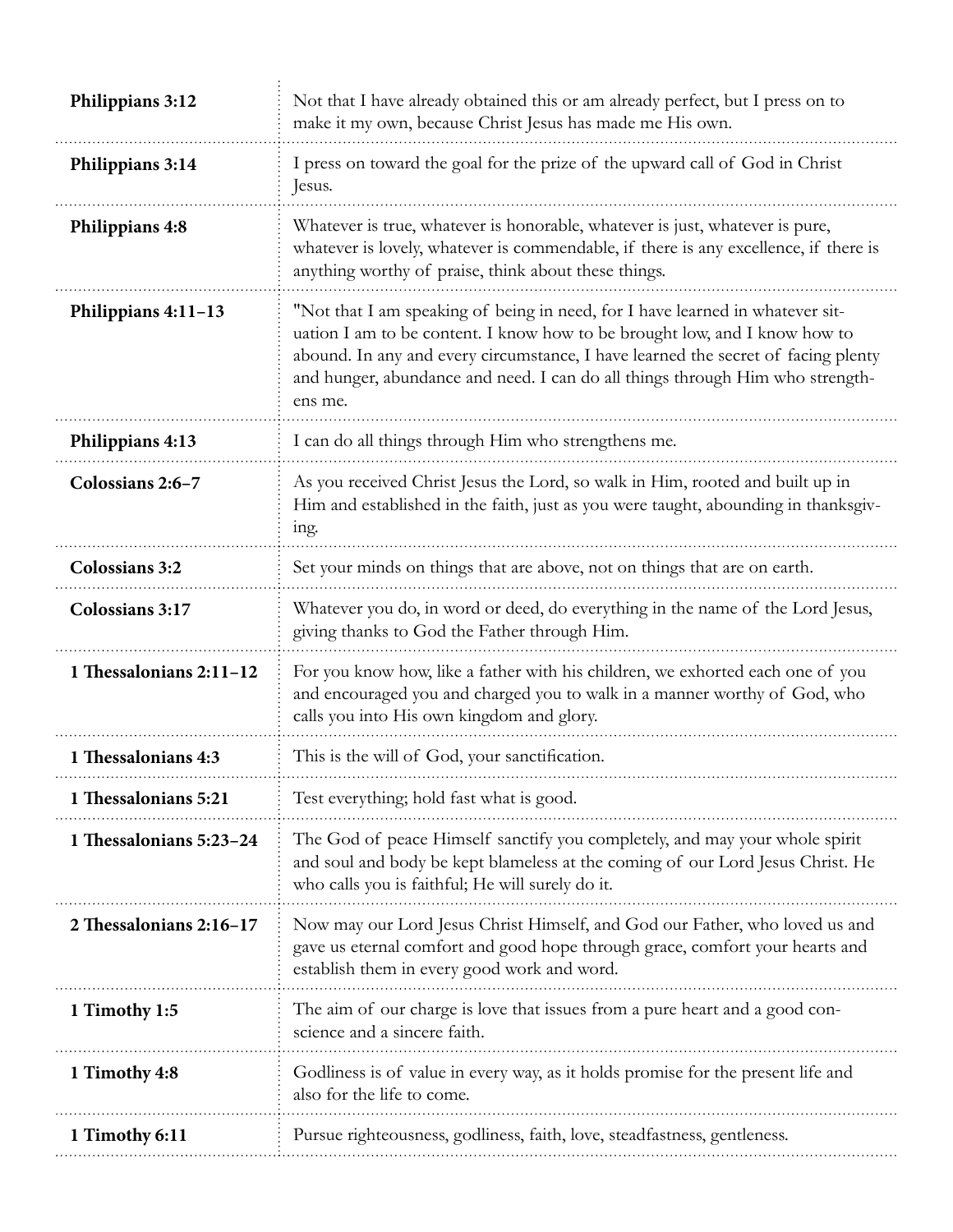| | |
|---|---|
| **Philippians 3:12** | Not that I have already obtained this or am already perfect, but I press on to make it my own, because Christ Jesus has made me His own. |
| **Philippians 3:14** | I press on toward the goal for the prize of the upward call of God in Christ Jesus. |
| **Philippians 4:8** | Whatever is true, whatever is honorable, whatever is just, whatever is pure, whatever is lovely, whatever is commendable, if there is any excellence, if there is anything worthy of praise, think about these things. |
| **Philippians 4:11–13** | "Not that I am speaking of being in need, for I have learned in whatever situation I am to be content. I know how to be brought low, and I know how to abound. In any and every circumstance, I have learned the secret of facing plenty and hunger, abundance and need. I can do all things through Him who strengthens me. |
| **Philippians 4:13** | I can do all things through Him who strengthens me. |
| **Colossians 2:6–7** | As you received Christ Jesus the Lord, so walk in Him, rooted and built up in Him and established in the faith, just as you were taught, abounding in thanksgiving. |
| **Colossians 3:2** | Set your minds on things that are above, not on things that are on earth. |
| **Colossians 3:17** | Whatever you do, in word or deed, do everything in the name of the Lord Jesus, giving thanks to God the Father through Him. |
| **1 Thessalonians 2:11–12** | For you know how, like a father with his children, we exhorted each one of you and encouraged you and charged you to walk in a manner worthy of God, who calls you into His own kingdom and glory. |
| **1 Thessalonians 4:3** | This is the will of God, your sanctification. |
| **1 Thessalonians 5:21** | Test everything; hold fast what is good. |
| **1 Thessalonians 5:23–24** | The God of peace Himself sanctify you completely, and may your whole spirit and soul and body be kept blameless at the coming of our Lord Jesus Christ. He who calls you is faithful; He will surely do it. |
| **2 Thessalonians 2:16–17** | Now may our Lord Jesus Christ Himself, and God our Father, who loved us and gave us eternal comfort and good hope through grace, comfort your hearts and establish them in every good work and word. |
| **1 Timothy 1:5** | The aim of our charge is love that issues from a pure heart and a good conscience and a sincere faith. |
| **1 Timothy 4:8** | Godliness is of value in every way, as it holds promise for the present life and also for the life to come. |
| **1 Timothy 6:11** | Pursue righteousness, godliness, faith, love, steadfastness, gentleness. |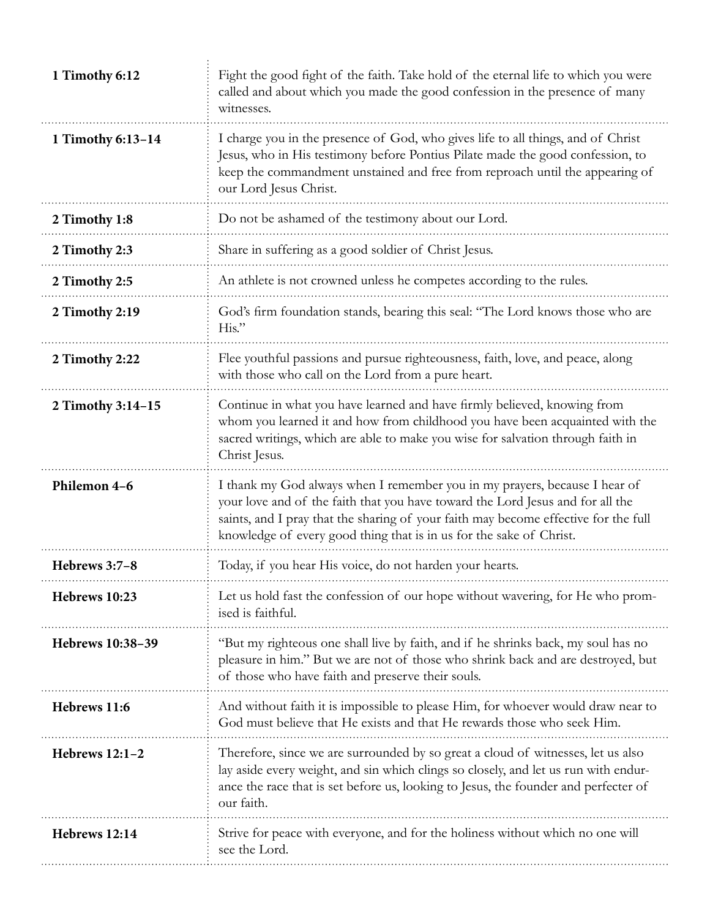| | |
|---|---|
| **1 Timothy 6:12** | Fight the good fight of the faith. Take hold of the eternal life to which you were called and about which you made the good confession in the presence of many witnesses. |
| **1 Timothy 6:13–14** | I charge you in the presence of God, who gives life to all things, and of Christ Jesus, who in His testimony before Pontius Pilate made the good confession, to keep the commandment unstained and free from reproach until the appearing of our Lord Jesus Christ. |
| **2 Timothy 1:8** | Do not be ashamed of the testimony about our Lord. |
| **2 Timothy 2:3** | Share in suffering as a good soldier of Christ Jesus. |
| **2 Timothy 2:5** | An athlete is not crowned unless he competes according to the rules. |
| **2 Timothy 2:19** | God's firm foundation stands, bearing this seal: "The Lord knows those who are His." |
| **2 Timothy 2:22** | Flee youthful passions and pursue righteousness, faith, love, and peace, along with those who call on the Lord from a pure heart. |
| **2 Timothy 3:14–15** | Continue in what you have learned and have firmly believed, knowing from whom you learned it and how from childhood you have been acquainted with the sacred writings, which are able to make you wise for salvation through faith in Christ Jesus. |
| **Philemon 4–6** | I thank my God always when I remember you in my prayers, because I hear of your love and of the faith that you have toward the Lord Jesus and for all the saints, and I pray that the sharing of your faith may become effective for the full knowledge of every good thing that is in us for the sake of Christ. |
| **Hebrews 3:7–8** | Today, if you hear His voice, do not harden your hearts. |
| **Hebrews 10:23** | Let us hold fast the confession of our hope without wavering, for He who promised is faithful. |
| **Hebrews 10:38–39** | "But my righteous one shall live by faith, and if he shrinks back, my soul has no pleasure in him." But we are not of those who shrink back and are destroyed, but of those who have faith and preserve their souls. |
| **Hebrews 11:6** | And without faith it is impossible to please Him, for whoever would draw near to God must believe that He exists and that He rewards those who seek Him. |
| **Hebrews 12:1–2** | Therefore, since we are surrounded by so great a cloud of witnesses, let us also lay aside every weight, and sin which clings so closely, and let us run with endurance the race that is set before us, looking to Jesus, the founder and perfecter of our faith. |
| **Hebrews 12:14** | Strive for peace with everyone, and for the holiness without which no one will see the Lord. |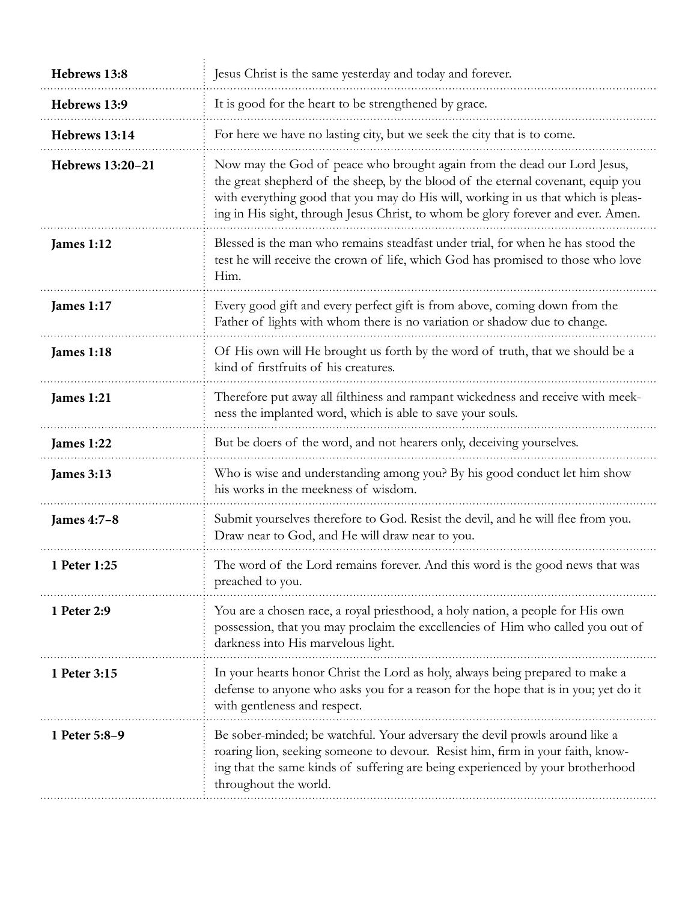| | |
|---|---|
| **Hebrews 13:8** | Jesus Christ is the same yesterday and today and forever. |
| **Hebrews 13:9** | It is good for the heart to be strengthened by grace. |
| **Hebrews 13:14** | For here we have no lasting city, but we seek the city that is to come. |
| **Hebrews 13:20–21** | Now may the God of peace who brought again from the dead our Lord Jesus, the great shepherd of the sheep, by the blood of the eternal covenant, equip you with everything good that you may do His will, working in us that which is pleasing in His sight, through Jesus Christ, to whom be glory forever and ever. Amen. |
| **James 1:12** | Blessed is the man who remains steadfast under trial, for when he has stood the test he will receive the crown of life, which God has promised to those who love Him. |
| **James 1:17** | Every good gift and every perfect gift is from above, coming down from the Father of lights with whom there is no variation or shadow due to change. |
| **James 1:18** | Of His own will He brought us forth by the word of truth, that we should be a kind of firstfruits of his creatures. |
| **James 1:21** | Therefore put away all filthiness and rampant wickedness and receive with meekness the implanted word, which is able to save your souls. |
| **James 1:22** | But be doers of the word, and not hearers only, deceiving yourselves. |
| **James 3:13** | Who is wise and understanding among you? By his good conduct let him show his works in the meekness of wisdom. |
| **James 4:7–8** | Submit yourselves therefore to God. Resist the devil, and he will flee from you. Draw near to God, and He will draw near to you. |
| **1 Peter 1:25** | The word of the Lord remains forever. And this word is the good news that was preached to you. |
| **1 Peter 2:9** | You are a chosen race, a royal priesthood, a holy nation, a people for His own possession, that you may proclaim the excellencies of Him who called you out of darkness into His marvelous light. |
| **1 Peter 3:15** | In your hearts honor Christ the Lord as holy, always being prepared to make a defense to anyone who asks you for a reason for the hope that is in you; yet do it with gentleness and respect. |
| **1 Peter 5:8–9** | Be sober-minded; be watchful. Your adversary the devil prowls around like a roaring lion, seeking someone to devour. Resist him, firm in your faith, knowing that the same kinds of suffering are being experienced by your brotherhood throughout the world. |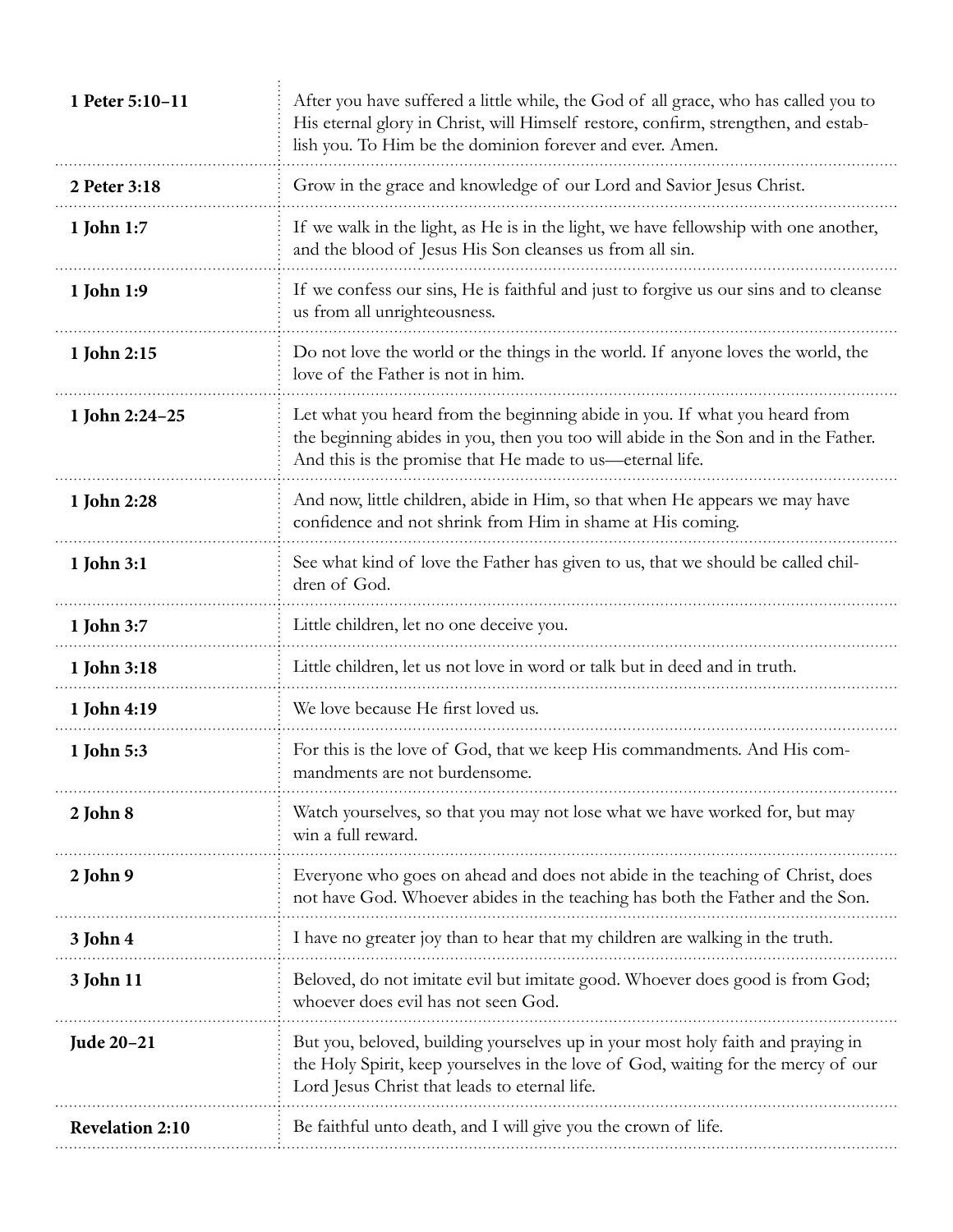| | |
|---|---|
| **1 Peter 5:10–11** | After you have suffered a little while, the God of all grace, who has called you to His eternal glory in Christ, will Himself restore, confirm, strengthen, and establish you. To Him be the dominion forever and ever. Amen. |
| **2 Peter 3:18** | Grow in the grace and knowledge of our Lord and Savior Jesus Christ. |
| **1 John 1:7** | If we walk in the light, as He is in the light, we have fellowship with one another, and the blood of Jesus His Son cleanses us from all sin. |
| **1 John 1:9** | If we confess our sins, He is faithful and just to forgive us our sins and to cleanse us from all unrighteousness. |
| **1 John 2:15** | Do not love the world or the things in the world. If anyone loves the world, the love of the Father is not in him. |
| **1 John 2:24–25** | Let what you heard from the beginning abide in you. If what you heard from the beginning abides in you, then you too will abide in the Son and in the Father. And this is the promise that He made to us—eternal life. |
| **1 John 2:28** | And now, little children, abide in Him, so that when He appears we may have confidence and not shrink from Him in shame at His coming. |
| **1 John 3:1** | See what kind of love the Father has given to us, that we should be called children of God. |
| **1 John 3:7** | Little children, let no one deceive you. |
| **1 John 3:18** | Little children, let us not love in word or talk but in deed and in truth. |
| **1 John 4:19** | We love because He first loved us. |
| **1 John 5:3** | For this is the love of God, that we keep His commandments. And His commandments are not burdensome. |
| **2 John 8** | Watch yourselves, so that you may not lose what we have worked for, but may win a full reward. |
| **2 John 9** | Everyone who goes on ahead and does not abide in the teaching of Christ, does not have God. Whoever abides in the teaching has both the Father and the Son. |
| **3 John 4** | I have no greater joy than to hear that my children are walking in the truth. |
| **3 John 11** | Beloved, do not imitate evil but imitate good. Whoever does good is from God; whoever does evil has not seen God. |
| **Jude 20–21** | But you, beloved, building yourselves up in your most holy faith and praying in the Holy Spirit, keep yourselves in the love of God, waiting for the mercy of our Lord Jesus Christ that leads to eternal life. |
| **Revelation 2:10** | Be faithful unto death, and I will give you the crown of life. |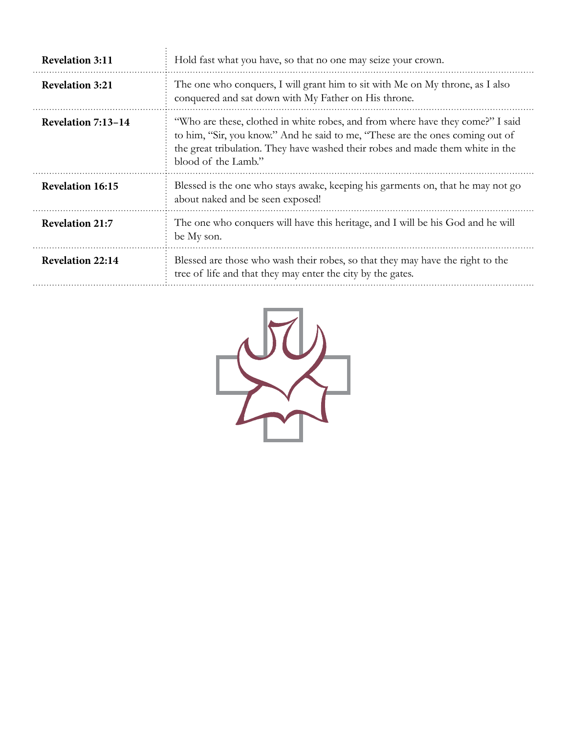| | |
|---|---|
| **Revelation 3:11** | Hold fast what you have, so that no one may seize your crown. |
| **Revelation 3:21** | The one who conquers, I will grant him to sit with Me on My throne, as I also conquered and sat down with My Father on His throne. |
| **Revelation 7:13–14** | "Who are these, clothed in white robes, and from where have they come?" I said to him, "Sir, you know." And he said to me, "These are the ones coming out of the great tribulation. They have washed their robes and made them white in the blood of the Lamb." |
| **Revelation 16:15** | Blessed is the one who stays awake, keeping his garments on, that he may not go about naked and be seen exposed! |
| **Revelation 21:7** | The one who conquers will have this heritage, and I will be his God and he will be My son. |
| **Revelation 22:14** | Blessed are those who wash their robes, so that they may have the right to the tree of life and that they may enter the city by the gates. |